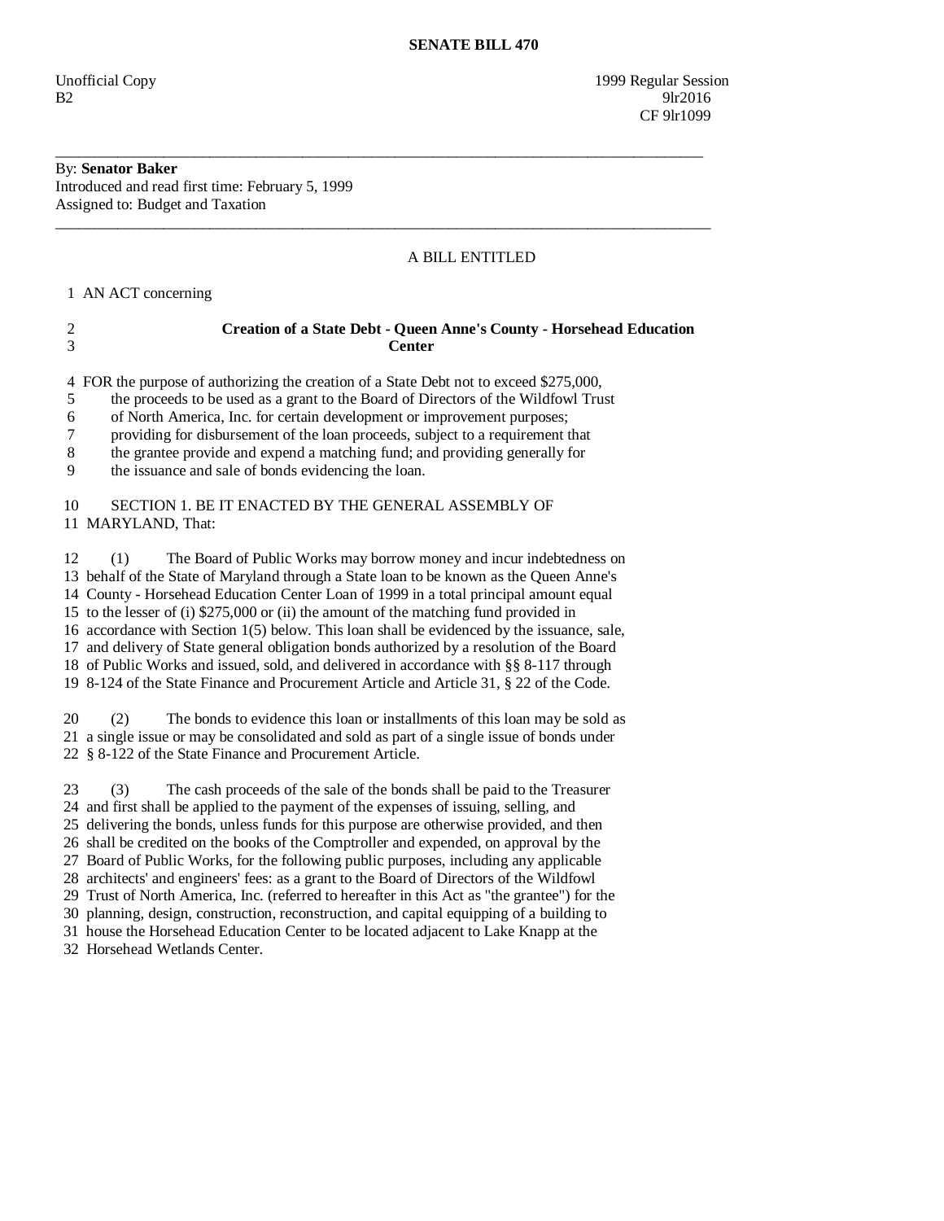**SENATE BILL 470**

Unofficial Copy 1999 Regular Session
B2 9lr2016
CF 9lr1099

---

By: **Senator Baker**
Introduced and read first time: February 5, 1999
Assigned to: Budget and Taxation

---

A BILL ENTITLED

1 AN ACT concerning

2 **Creation of a State Debt - Queen Anne's County - Horsehead Education**
3 **Center**

4 FOR the purpose of authorizing the creation of a State Debt not to exceed $275,000,
5 the proceeds to be used as a grant to the Board of Directors of the Wildfowl Trust
6 of North America, Inc. for certain development or improvement purposes;
7 providing for disbursement of the loan proceeds, subject to a requirement that
8 the grantee provide and expend a matching fund; and providing generally for
9 the issuance and sale of bonds evidencing the loan.

10 SECTION 1. BE IT ENACTED BY THE GENERAL ASSEMBLY OF
11 MARYLAND, That:

12 (1) The Board of Public Works may borrow money and incur indebtedness on
13 behalf of the State of Maryland through a State loan to be known as the Queen Anne's
14 County - Horsehead Education Center Loan of 1999 in a total principal amount equal
15 to the lesser of (i) $275,000 or (ii) the amount of the matching fund provided in
16 accordance with Section 1(5) below. This loan shall be evidenced by the issuance, sale,
17 and delivery of State general obligation bonds authorized by a resolution of the Board
18 of Public Works and issued, sold, and delivered in accordance with §§ 8-117 through
19 8-124 of the State Finance and Procurement Article and Article 31, § 22 of the Code.

20 (2) The bonds to evidence this loan or installments of this loan may be sold as
21 a single issue or may be consolidated and sold as part of a single issue of bonds under
22 § 8-122 of the State Finance and Procurement Article.

23 (3) The cash proceeds of the sale of the bonds shall be paid to the Treasurer
24 and first shall be applied to the payment of the expenses of issuing, selling, and
25 delivering the bonds, unless funds for this purpose are otherwise provided, and then
26 shall be credited on the books of the Comptroller and expended, on approval by the
27 Board of Public Works, for the following public purposes, including any applicable
28 architects' and engineers' fees: as a grant to the Board of Directors of the Wildfowl
29 Trust of North America, Inc. (referred to hereafter in this Act as "the grantee") for the
30 planning, design, construction, reconstruction, and capital equipping of a building to
31 house the Horsehead Education Center to be located adjacent to Lake Knapp at the
32 Horsehead Wetlands Center.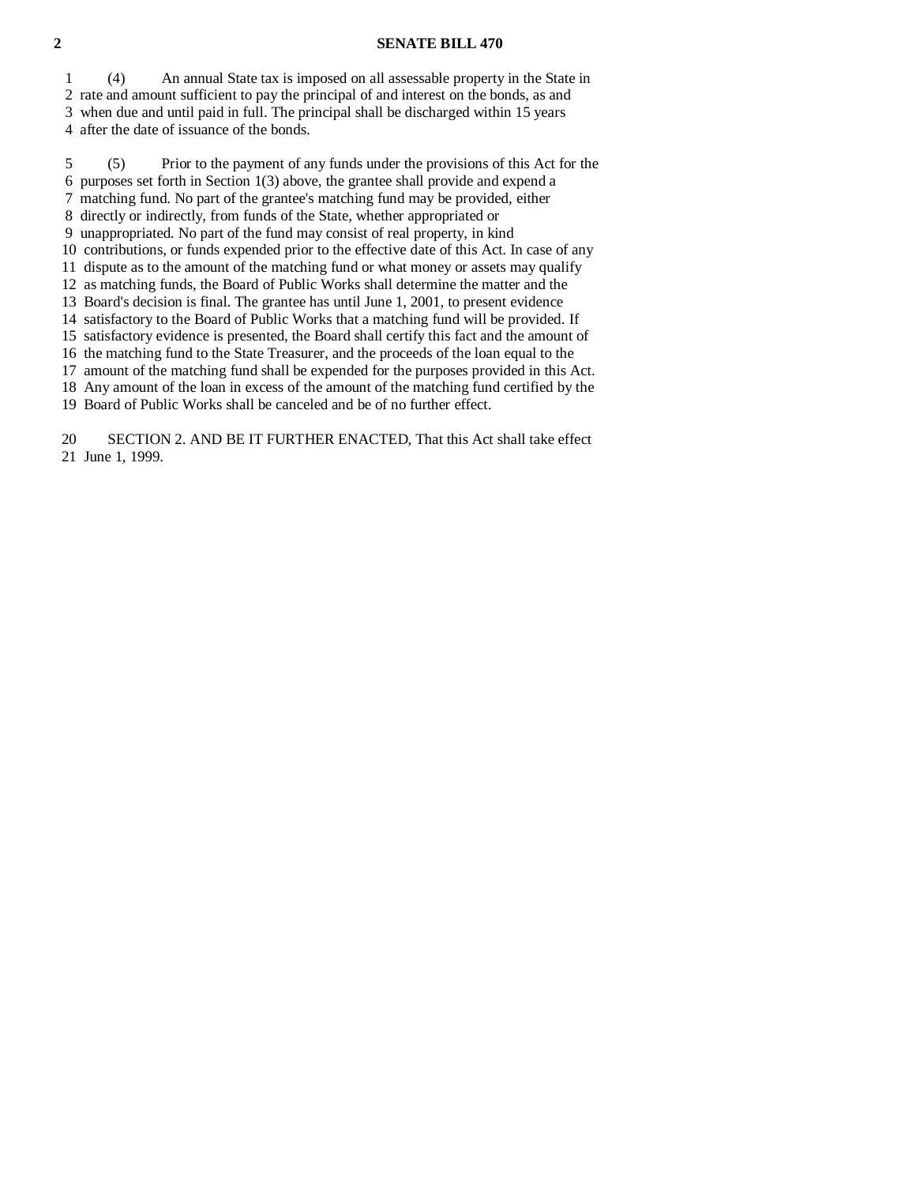(4) An annual State tax is imposed on all assessable property in the State in rate and amount sufficient to pay the principal of and interest on the bonds, as and when due and until paid in full. The principal shall be discharged within 15 years after the date of issuance of the bonds.

(5) Prior to the payment of any funds under the provisions of this Act for the purposes set forth in Section 1(3) above, the grantee shall provide and expend a matching fund. No part of the grantee's matching fund may be provided, either directly or indirectly, from funds of the State, whether appropriated or unappropriated. No part of the fund may consist of real property, in kind contributions, or funds expended prior to the effective date of this Act. In case of any dispute as to the amount of the matching fund or what money or assets may qualify as matching funds, the Board of Public Works shall determine the matter and the Board's decision is final. The grantee has until June 1, 2001, to present evidence satisfactory to the Board of Public Works that a matching fund will be provided. If satisfactory evidence is presented, the Board shall certify this fact and the amount of the matching fund to the State Treasurer, and the proceeds of the loan equal to the amount of the matching fund shall be expended for the purposes provided in this Act. Any amount of the loan in excess of the amount of the matching fund certified by the Board of Public Works shall be canceled and be of no further effect.

SECTION 2. AND BE IT FURTHER ENACTED, That this Act shall take effect June 1, 1999.